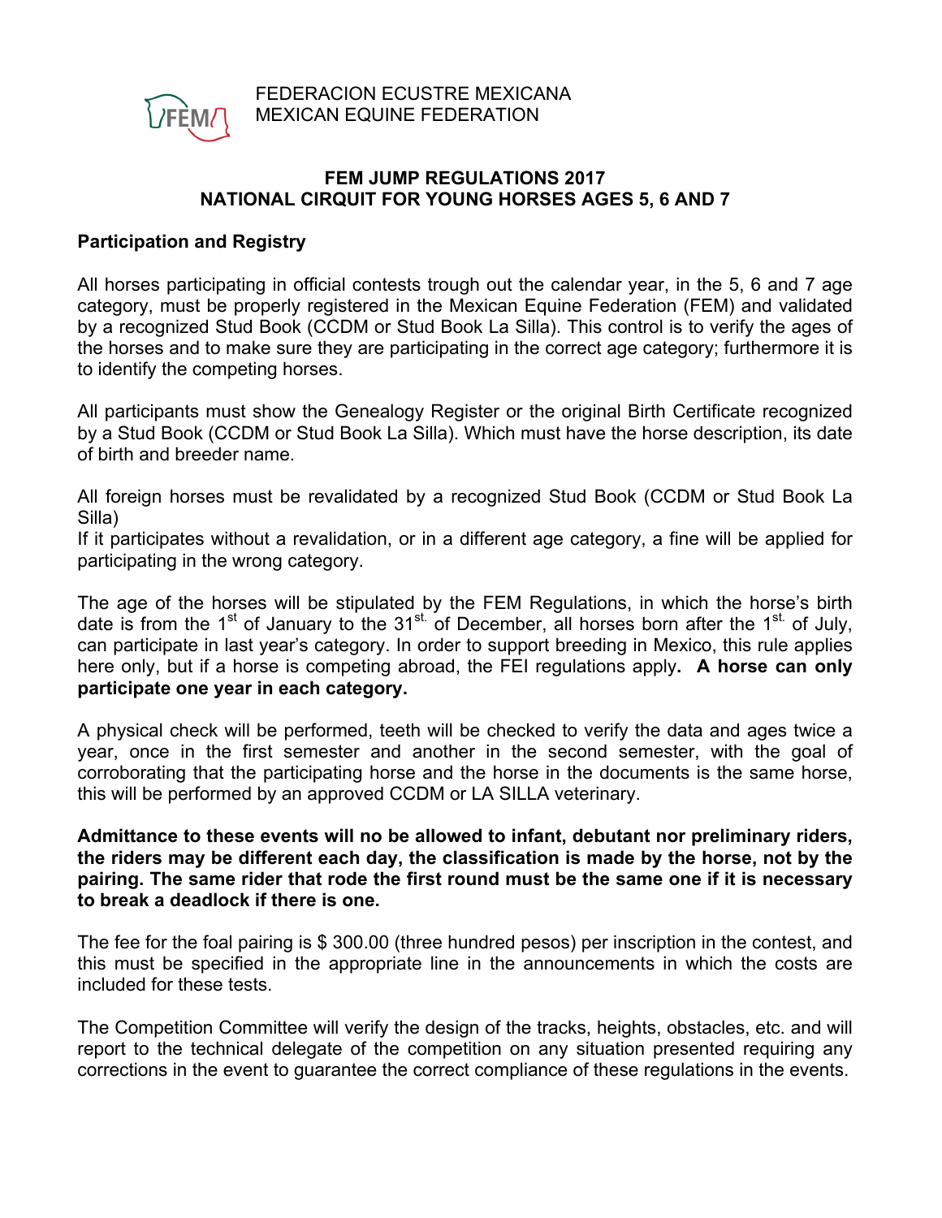FEDERACION ECUSTRE MEXICANA
MEXICAN EQUINE FEDERATION

## FEM JUMP REGULATIONS 2017
## NATIONAL CIRQUIT FOR YOUNG HORSES AGES 5, 6 AND 7

### Participation and Registry

All horses participating in official contests trough out the calendar year, in the 5, 6 and 7 age category, must be properly registered in the Mexican Equine Federation (FEM) and validated by a recognized Stud Book (CCDM or Stud Book La Silla). This control is to verify the ages of the horses and to make sure they are participating in the correct age category; furthermore it is to identify the competing horses.

All participants must show the Genealogy Register or the original Birth Certificate recognized by a Stud Book (CCDM or Stud Book La Silla). Which must have the horse description, its date of birth and breeder name.

All foreign horses must be revalidated by a recognized Stud Book (CCDM or Stud Book La Silla)
If it participates without a revalidation, or in a different age category, a fine will be applied for participating in the wrong category.

The age of the horses will be stipulated by the FEM Regulations, in which the horse's birth date is from the 1st of January to the 31st. of December, all horses born after the 1st. of July, can participate in last year's category. In order to support breeding in Mexico, this rule applies here only, but if a horse is competing abroad, the FEI regulations apply**. A horse can only participate one year in each category.**

A physical check will be performed, teeth will be checked to verify the data and ages twice a year, once in the first semester and another in the second semester, with the goal of corroborating that the participating horse and the horse in the documents is the same horse, this will be performed by an approved CCDM or LA SILLA veterinary.

**Admittance to these events will no be allowed to infant, debutant nor preliminary riders, the riders may be different each day, the classification is made by the horse, not by the pairing. The same rider that rode the first round must be the same one if it is necessary to break a deadlock if there is one.**

The fee for the foal pairing is $ 300.00 (three hundred pesos) per inscription in the contest, and this must be specified in the appropriate line in the announcements in which the costs are included for these tests.

The Competition Committee will verify the design of the tracks, heights, obstacles, etc. and will report to the technical delegate of the competition on any situation presented requiring any corrections in the event to guarantee the correct compliance of these regulations in the events.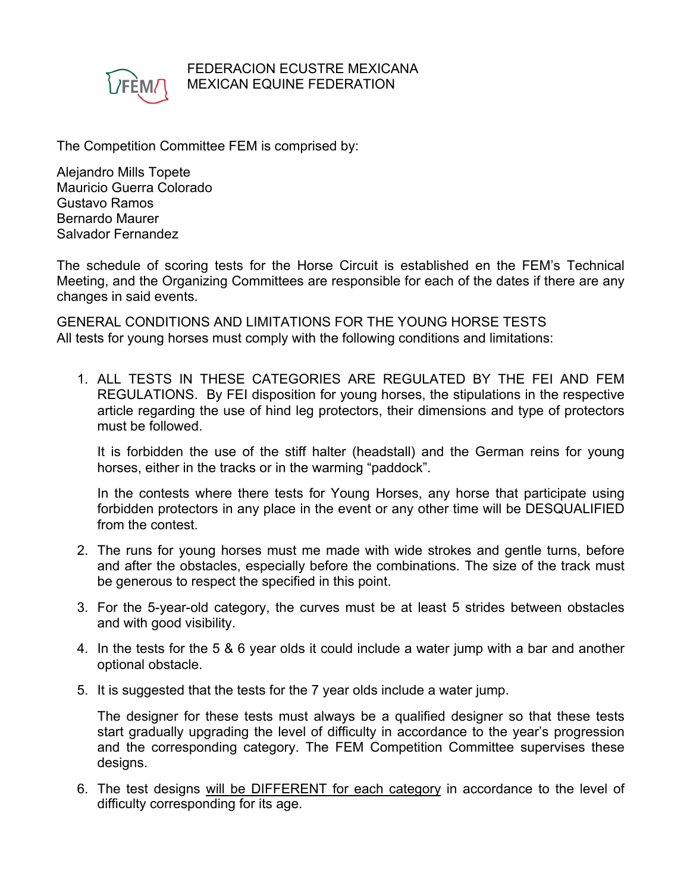FEDERACION ECUSTRE MEXICANA
MEXICAN EQUINE FEDERATION

The Competition Committee FEM is comprised by:

Alejandro Mills Topete
Mauricio Guerra Colorado
Gustavo Ramos
Bernardo Maurer
Salvador Fernandez

The schedule of scoring tests for the Horse Circuit is established en the FEM's Technical Meeting, and the Organizing Committees are responsible for each of the dates if there are any changes in said events.

GENERAL CONDITIONS AND LIMITATIONS FOR THE YOUNG HORSE TESTS
All tests for young horses must comply with the following conditions and limitations:

1. ALL TESTS IN THESE CATEGORIES ARE REGULATED BY THE FEI AND FEM REGULATIONS. By FEI disposition for young horses, the stipulations in the respective article regarding the use of hind leg protectors, their dimensions and type of protectors must be followed.

   It is forbidden the use of the stiff halter (headstall) and the German reins for young horses, either in the tracks or in the warming "paddock".

   In the contests where there tests for Young Horses, any horse that participate using forbidden protectors in any place in the event or any other time will be DESQUALIFIED from the contest.

2. The runs for young horses must me made with wide strokes and gentle turns, before and after the obstacles, especially before the combinations. The size of the track must be generous to respect the specified in this point.

3. For the 5-year-old category, the curves must be at least 5 strides between obstacles and with good visibility.

4. In the tests for the 5 & 6 year olds it could include a water jump with a bar and another optional obstacle.

5. It is suggested that the tests for the 7 year olds include a water jump.

   The designer for these tests must always be a qualified designer so that these tests start gradually upgrading the level of difficulty in accordance to the year's progression and the corresponding category. The FEM Competition Committee supervises these designs.

6. The test designs <u>will be DIFFERENT for each category</u> in accordance to the level of difficulty corresponding for its age.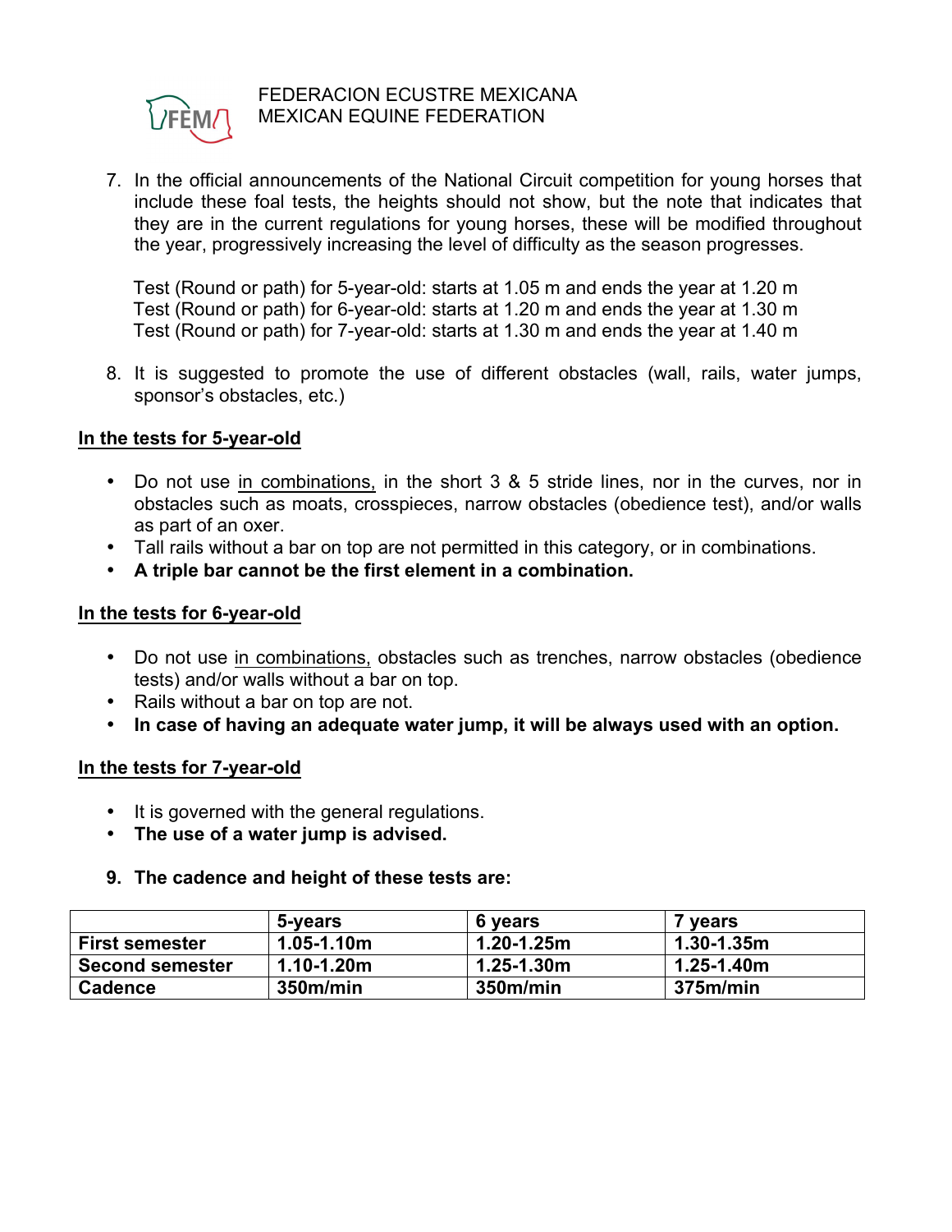7. In the official announcements of the National Circuit competition for young horses that include these foal tests, the heights should not show, but the note that indicates that they are in the current regulations for young horses, these will be modified throughout the year, progressively increasing the level of difficulty as the season progresses.

   Test (Round or path) for 5-year-old: starts at 1.05 m and ends the year at 1.20 m
   Test (Round or path) for 6-year-old: starts at 1.20 m and ends the year at 1.30 m
   Test (Round or path) for 7-year-old: starts at 1.30 m and ends the year at 1.40 m

8. It is suggested to promote the use of different obstacles (wall, rails, water jumps, sponsor's obstacles, etc.)

<u>**In the tests for 5-year-old**</u>

- Do not use <u>in combinations,</u> in the short 3 & 5 stride lines, nor in the curves, nor in obstacles such as moats, crosspieces, narrow obstacles (obedience test), and/or walls as part of an oxer.
- Tall rails without a bar on top are not permitted in this category, or in combinations.
- **A triple bar cannot be the first element in a combination.**

<u>**In the tests for 6-year-old**</u>

- Do not use <u>in combinations,</u> obstacles such as trenches, narrow obstacles (obedience tests) and/or walls without a bar on top.
- Rails without a bar on top are not.
- **In case of having an adequate water jump, it will be always used with an option.**

<u>**In the tests for 7-year-old**</u>

- It is governed with the general regulations.
- **The use of a water jump is advised.**

9. **The cadence and height of these tests are:**

| | **5-years** | **6 years** | **7 years** |
|---|---|---|---|
| **First semester** | **1.05-1.10m** | **1.20-1.25m** | **1.30-1.35m** |
| **Second semester** | **1.10-1.20m** | **1.25-1.30m** | **1.25-1.40m** |
| **Cadence** | **350m/min** | **350m/min** | **375m/min** |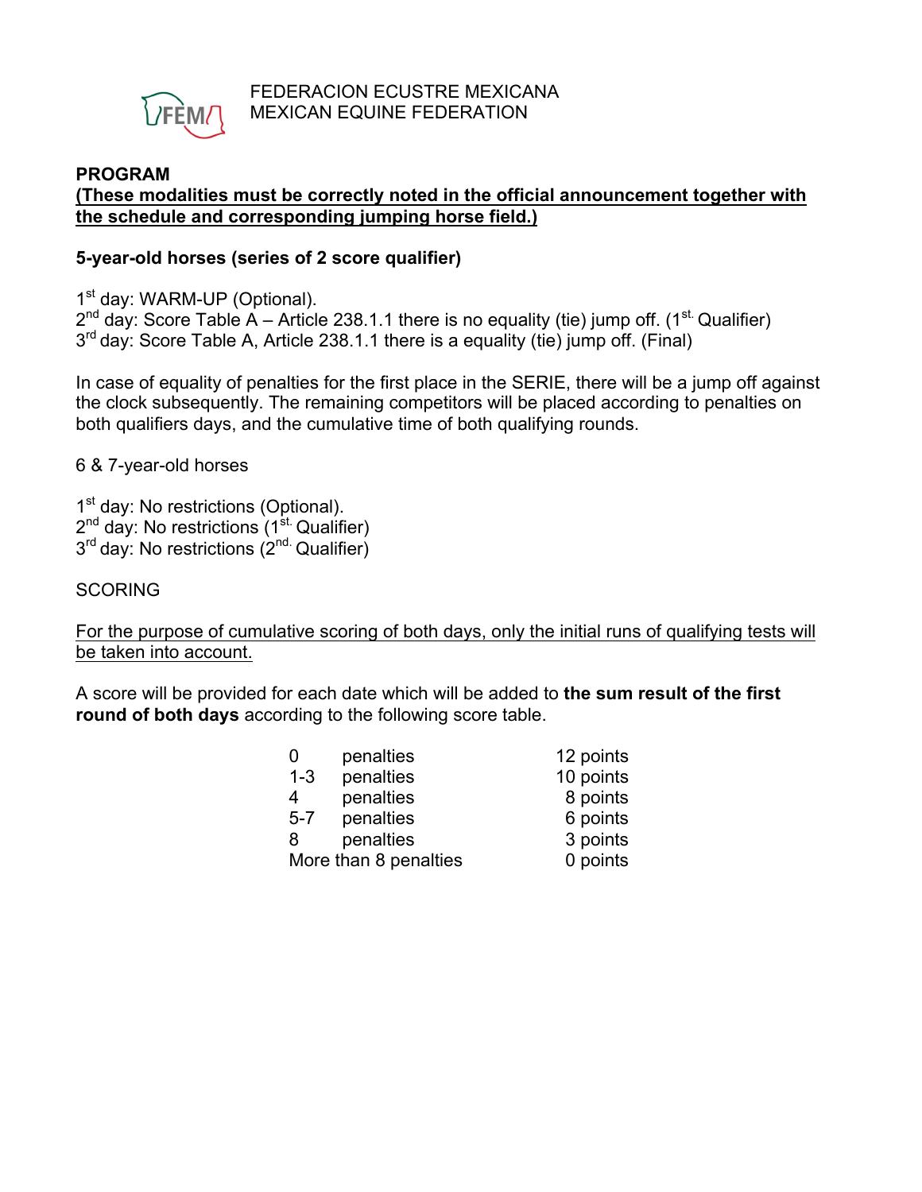FEDERACION ECUSTRE MEXICANA
MEXICAN EQUINE FEDERATION

**PROGRAM**
**(These modalities must be correctly noted in the official announcement together with the schedule and corresponding jumping horse field.)**

**5-year-old horses (series of 2 score qualifier)**

1st day: WARM-UP (Optional).
2nd day: Score Table A – Article 238.1.1 there is no equality (tie) jump off. (1st. Qualifier)
3rd day: Score Table A, Article 238.1.1 there is a equality (tie) jump off. (Final)

In case of equality of penalties for the first place in the SERIE, there will be a jump off against the clock subsequently. The remaining competitors will be placed according to penalties on both qualifiers days, and the cumulative time of both qualifying rounds.

6 & 7-year-old horses

1st day: No restrictions (Optional).
2nd day: No restrictions (1st. Qualifier)
3rd day: No restrictions (2nd. Qualifier)

SCORING

For the purpose of cumulative scoring of both days, only the initial runs of qualifying tests will be taken into account.

A score will be provided for each date which will be added to **the sum result of the first round of both days** according to the following score table.

| Penalties | Points |
|---|---|
| 0 penalties | 12 points |
| 1-3 penalties | 10 points |
| 4 penalties | 8 points |
| 5-7 penalties | 6 points |
| 8 penalties | 3 points |
| More than 8 penalties | 0 points |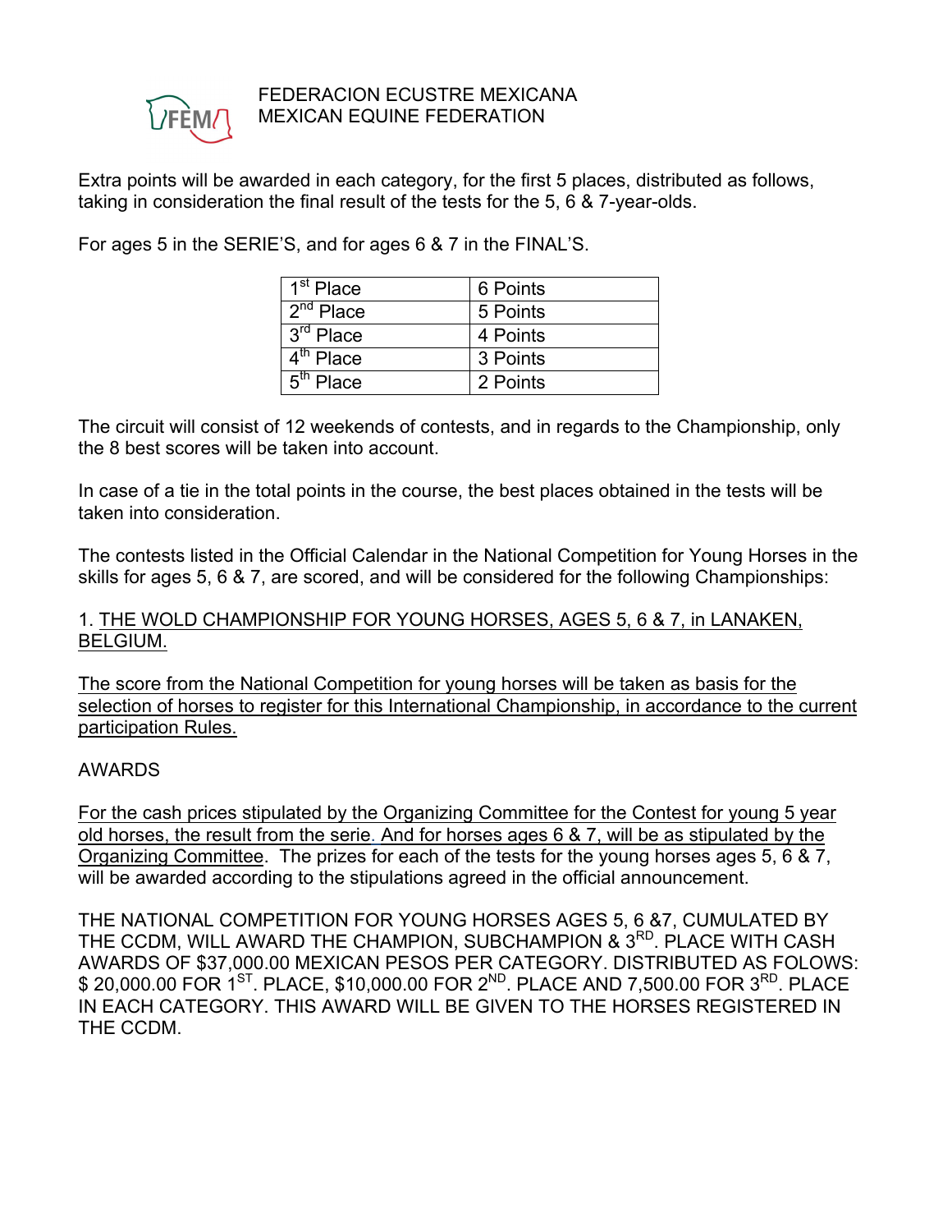FEDERACION ECUSTRE MEXICANA
MEXICAN EQUINE FEDERATION

Extra points will be awarded in each category, for the first 5 places, distributed as follows, taking in consideration the final result of the tests for the 5, 6 & 7-year-olds.

For ages 5 in the SERIE'S, and for ages 6 & 7 in the FINAL'S.

| | |
|---|---|
| 1st Place | 6 Points |
| 2nd Place | 5 Points |
| 3rd Place | 4 Points |
| 4th Place | 3 Points |
| 5th Place | 2 Points |

The circuit will consist of 12 weekends of contests, and in regards to the Championship, only the 8 best scores will be taken into account.

In case of a tie in the total points in the course, the best places obtained in the tests will be taken into consideration.

The contests listed in the Official Calendar in the National Competition for Young Horses in the skills for ages 5, 6 & 7, are scored, and will be considered for the following Championships:

1. <u>THE WOLD CHAMPIONSHIP FOR YOUNG HORSES, AGES 5, 6 & 7, in LANAKEN, BELGIUM.</u>

<u>The score from the National Competition for young horses will be taken as basis for the selection of horses to register for this International Championship, in accordance to the current participation Rules.</u>

AWARDS

<u>For the cash prices stipulated by the Organizing Committee for the Contest for young 5 year old horses, the result from the serie. And for horses ages 6 & 7, will be as stipulated by the Organizing Committee</u>. The prizes for each of the tests for the young horses ages 5, 6 & 7, will be awarded according to the stipulations agreed in the official announcement.

THE NATIONAL COMPETITION FOR YOUNG HORSES AGES 5, 6 &7, CUMULATED BY THE CCDM, WILL AWARD THE CHAMPION, SUBCHAMPION & 3RD. PLACE WITH CASH AWARDS OF $37,000.00 MEXICAN PESOS PER CATEGORY. DISTRIBUTED AS FOLOWS: $ 20,000.00 FOR 1ST. PLACE, $10,000.00 FOR 2ND. PLACE AND 7,500.00 FOR 3RD. PLACE IN EACH CATEGORY. THIS AWARD WILL BE GIVEN TO THE HORSES REGISTERED IN THE CCDM.